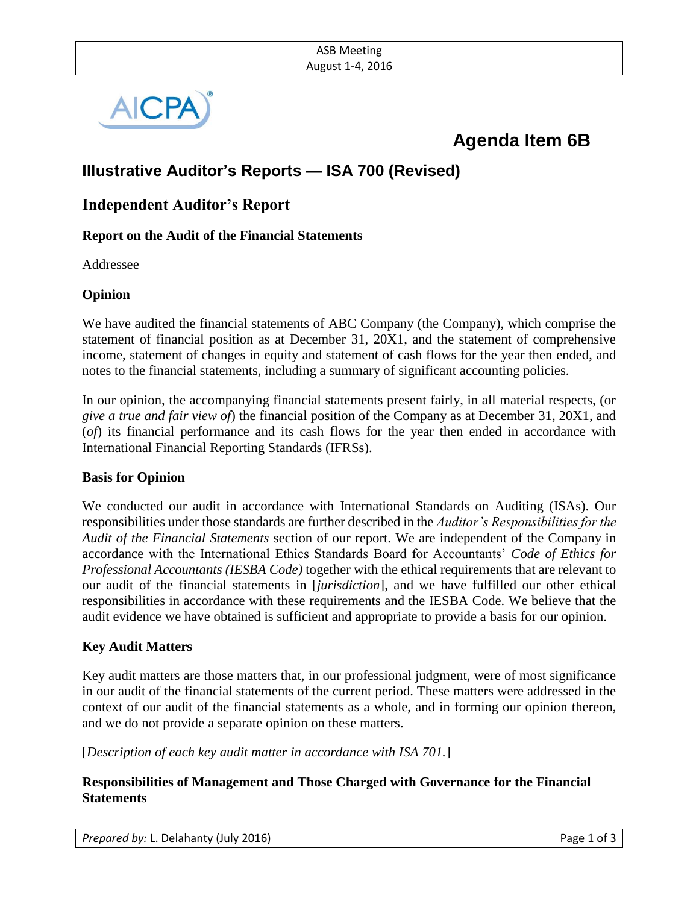# Agenda Item 6B

## Illustrative Auditor's Reports — ISA 700 (Revised)

### Independent Auditor's Report

**Report on the Audit of the Financial Statements**

Addressee

**Opinion**

We have audited the financial statements of ABC Company (the Company), which comprise the statement of financial position as at December 31, 20X1, and the statement of comprehensive income, statement of changes in equity and statement of cash flows for the year then ended, and notes to the financial statements, including a summary of significant accounting policies.

In our opinion, the accompanying financial statements present fairly, in all material respects, (or *give a true and fair view of*) the financial position of the Company as at December 31, 20X1, and (*of*) its financial performance and its cash flows for the year then ended in accordance with International Financial Reporting Standards (IFRSs).

**Basis for Opinion**

We conducted our audit in accordance with International Standards on Auditing (ISAs). Our responsibilities under those standards are further described in the *Auditor's Responsibilities for the Audit of the Financial Statements* section of our report. We are independent of the Company in accordance with the International Ethics Standards Board for Accountants' *Code of Ethics for Professional Accountants (IESBA Code)* together with the ethical requirements that are relevant to our audit of the financial statements in [*jurisdiction*], and we have fulfilled our other ethical responsibilities in accordance with these requirements and the IESBA Code. We believe that the audit evidence we have obtained is sufficient and appropriate to provide a basis for our opinion.

**Key Audit Matters**

Key audit matters are those matters that, in our professional judgment, were of most significance in our audit of the financial statements of the current period. These matters were addressed in the context of our audit of the financial statements as a whole, and in forming our opinion thereon, and we do not provide a separate opinion on these matters.

[*Description of each key audit matter in accordance with ISA 701.*]

**Responsibilities of Management and Those Charged with Governance for the Financial Statements**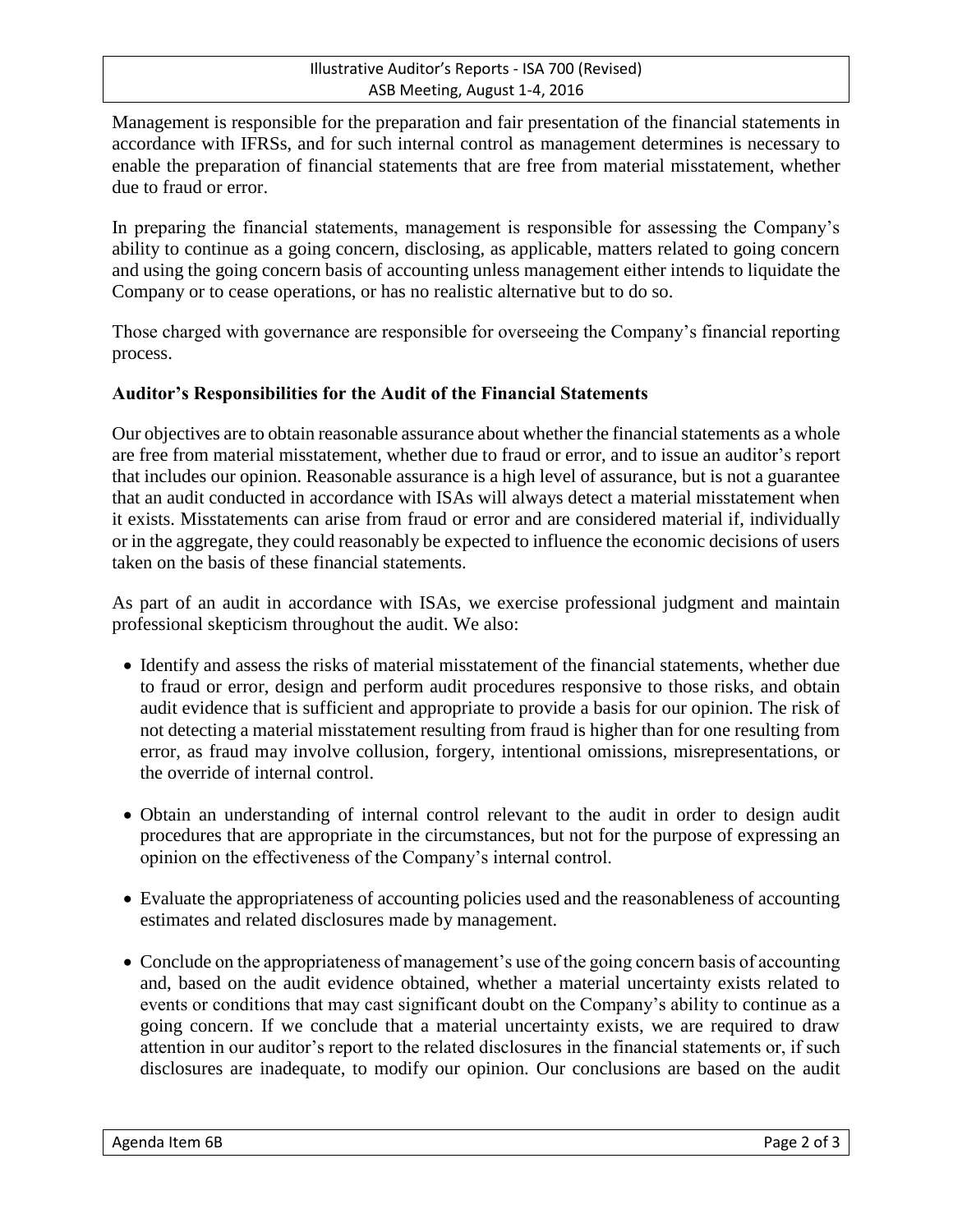Management is responsible for the preparation and fair presentation of the financial statements in accordance with IFRSs, and for such internal control as management determines is necessary to enable the preparation of financial statements that are free from material misstatement, whether due to fraud or error.

In preparing the financial statements, management is responsible for assessing the Company's ability to continue as a going concern, disclosing, as applicable, matters related to going concern and using the going concern basis of accounting unless management either intends to liquidate the Company or to cease operations, or has no realistic alternative but to do so.

Those charged with governance are responsible for overseeing the Company's financial reporting process.

**Auditor's Responsibilities for the Audit of the Financial Statements**

Our objectives are to obtain reasonable assurance about whether the financial statements as a whole are free from material misstatement, whether due to fraud or error, and to issue an auditor's report that includes our opinion. Reasonable assurance is a high level of assurance, but is not a guarantee that an audit conducted in accordance with ISAs will always detect a material misstatement when it exists. Misstatements can arise from fraud or error and are considered material if, individually or in the aggregate, they could reasonably be expected to influence the economic decisions of users taken on the basis of these financial statements.

As part of an audit in accordance with ISAs, we exercise professional judgment and maintain professional skepticism throughout the audit. We also:

- Identify and assess the risks of material misstatement of the financial statements, whether due to fraud or error, design and perform audit procedures responsive to those risks, and obtain audit evidence that is sufficient and appropriate to provide a basis for our opinion. The risk of not detecting a material misstatement resulting from fraud is higher than for one resulting from error, as fraud may involve collusion, forgery, intentional omissions, misrepresentations, or the override of internal control.

- Obtain an understanding of internal control relevant to the audit in order to design audit procedures that are appropriate in the circumstances, but not for the purpose of expressing an opinion on the effectiveness of the Company's internal control.

- Evaluate the appropriateness of accounting policies used and the reasonableness of accounting estimates and related disclosures made by management.

- Conclude on the appropriateness of management's use of the going concern basis of accounting and, based on the audit evidence obtained, whether a material uncertainty exists related to events or conditions that may cast significant doubt on the Company's ability to continue as a going concern. If we conclude that a material uncertainty exists, we are required to draw attention in our auditor's report to the related disclosures in the financial statements or, if such disclosures are inadequate, to modify our opinion. Our conclusions are based on the audit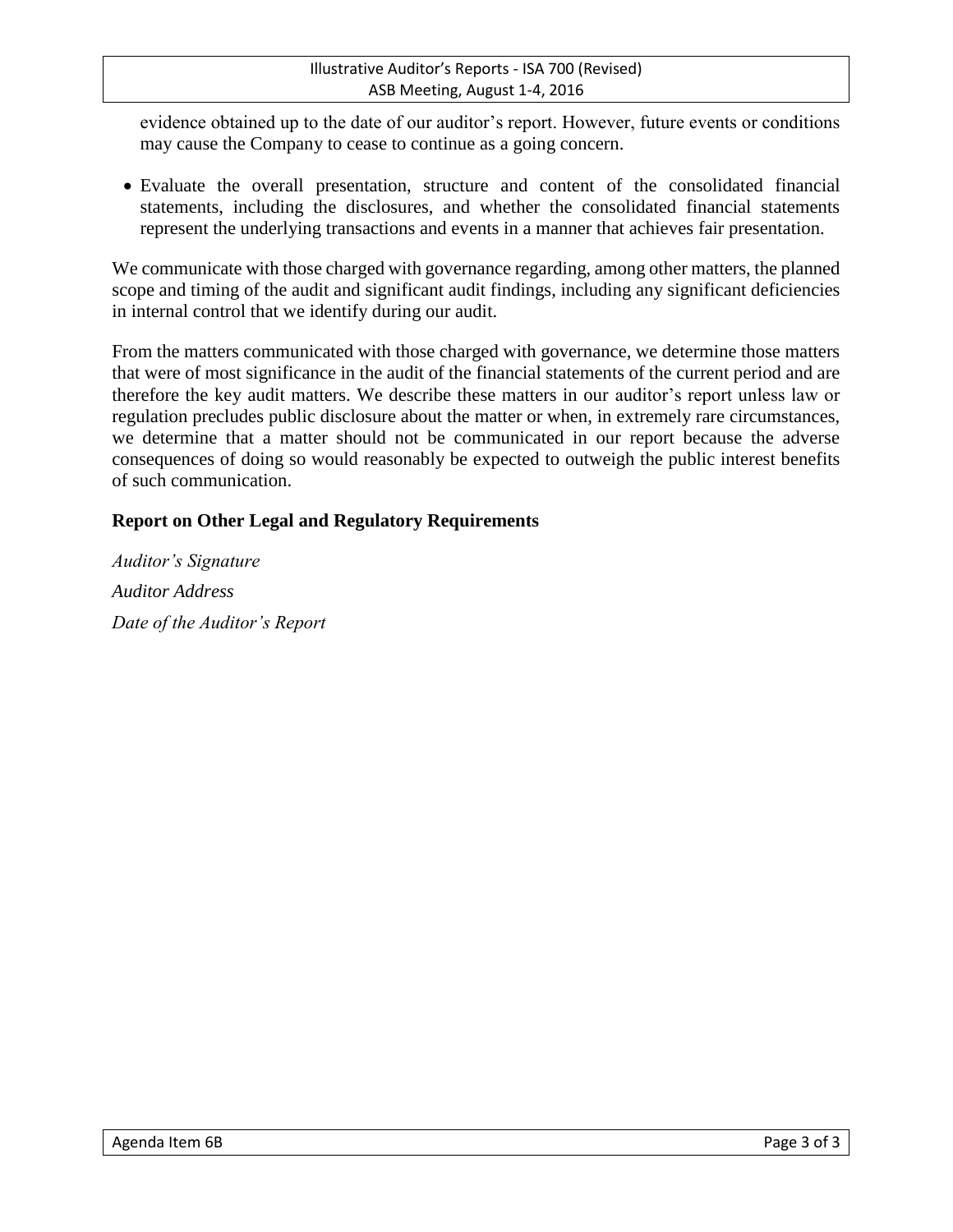evidence obtained up to the date of our auditor's report. However, future events or conditions may cause the Company to cease to continue as a going concern.

- Evaluate the overall presentation, structure and content of the consolidated financial statements, including the disclosures, and whether the consolidated financial statements represent the underlying transactions and events in a manner that achieves fair presentation.

We communicate with those charged with governance regarding, among other matters, the planned scope and timing of the audit and significant audit findings, including any significant deficiencies in internal control that we identify during our audit.

From the matters communicated with those charged with governance, we determine those matters that were of most significance in the audit of the financial statements of the current period and are therefore the key audit matters. We describe these matters in our auditor's report unless law or regulation precludes public disclosure about the matter or when, in extremely rare circumstances, we determine that a matter should not be communicated in our report because the adverse consequences of doing so would reasonably be expected to outweigh the public interest benefits of such communication.

**Report on Other Legal and Regulatory Requirements**

*Auditor's Signature*

*Auditor Address*

*Date of the Auditor's Report*